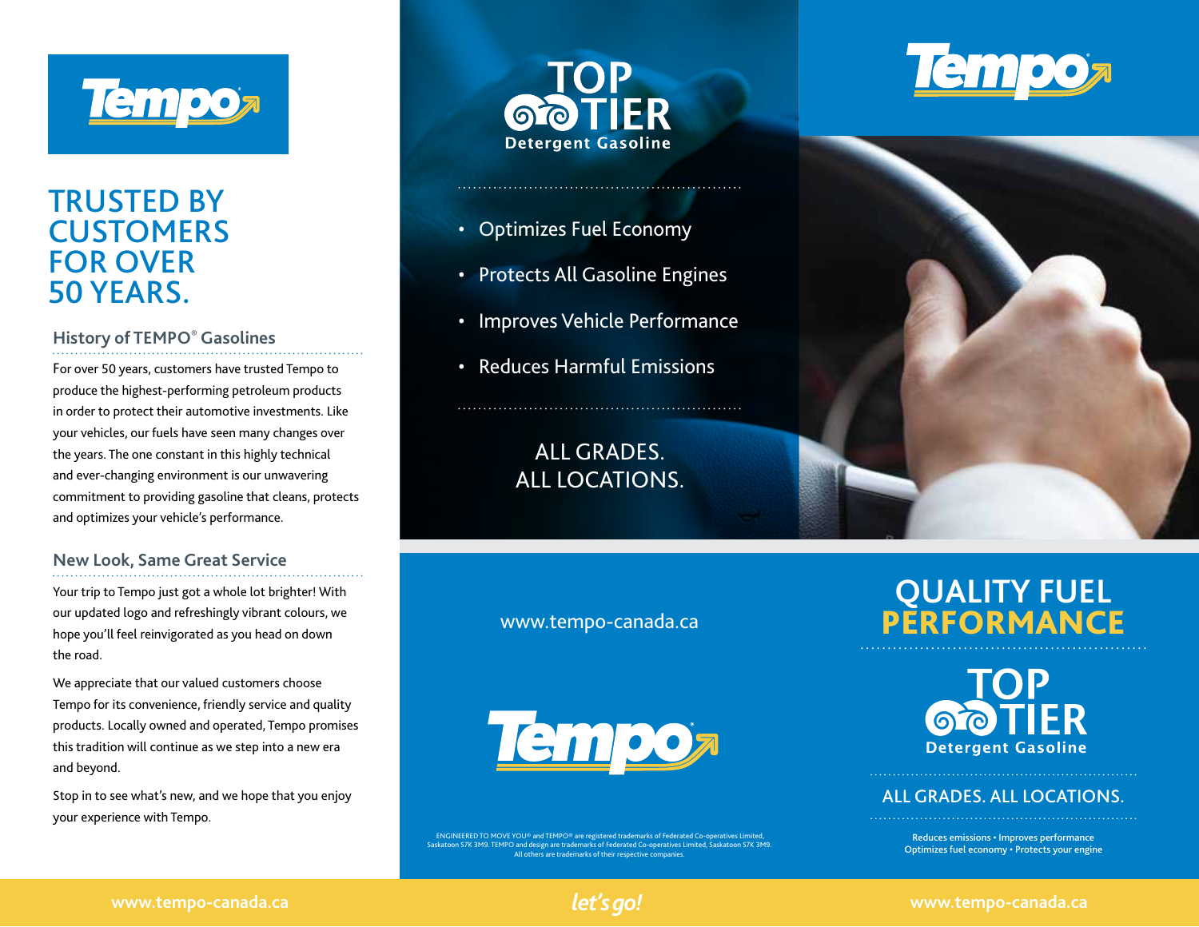Tempo

# TRUSTED BY CUSTOMERS FOR OVER 50 YEARS.

## History of TEMPO® Gasolines

For over 50 years, customers have trusted Tempo to produce the highest-performing petroleum products in order to protect their automotive investments. Like your vehicles, our fuels have seen many changes over the years. The one constant in this highly technical and ever-changing environment is our unwavering commitment to providing gasoline that cleans, protects and optimizes your vehicle's performance.

## New Look, Same Great Service

Your trip to Tempo just got a whole lot brighter! With our updated logo and refreshingly vibrant colours, we hope you'll feel reinvigorated as you head on down the road.

We appreciate that our valued customers choose Tempo for its convenience, friendly service and quality products. Locally owned and operated, Tempo promises this tradition will continue as we step into a new era and beyond.

Stop in to see what's new, and we hope that you enjoy your experience with Tempo.

# TOP TIER

Detergent Gasoline

- Optimizes Fuel Economy
- Protects All Gasoline Engines
- Improves Vehicle Performance
- Reduces Harmful Emissions

ALL GRADES.
ALL LOCATIONS.

www.tempo-canada.ca

Tempo

ENGINEERED TO MOVE YOU® and TEMPO® are registered trademarks of Federated Co-operatives Limited, Saskatoon S7K 3M9. TEMPO and design are trademarks of Federated Co-operatives Limited, Saskatoon S7K 3M9. All others are trademarks of their respective companies.

Tempo

# QUALITY FUEL PERFORMANCE

TOP TIER

Detergent Gasoline

ALL GRADES. ALL LOCATIONS.

Reduces emissions • Improves performance
Optimizes fuel economy • Protects your engine

www.tempo-canada.ca

*let's go!*

www.tempo-canada.ca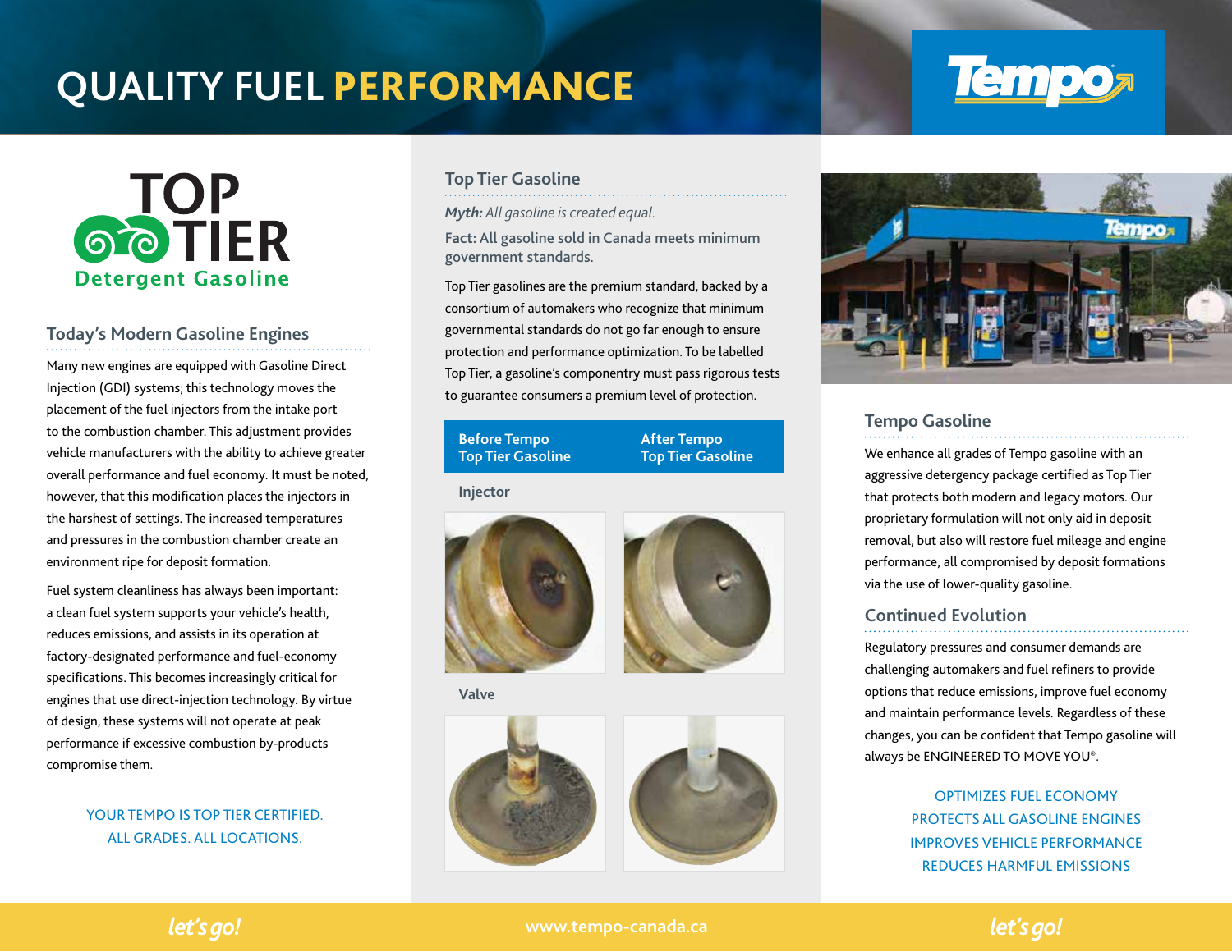# QUALITY FUEL PERFORMANCE

Tempo

TOP TIER

Detergent Gasoline

## Today's Modern Gasoline Engines

Many new engines are equipped with Gasoline Direct Injection (GDI) systems; this technology moves the placement of the fuel injectors from the intake port to the combustion chamber. This adjustment provides vehicle manufacturers with the ability to achieve greater overall performance and fuel economy. It must be noted, however, that this modification places the injectors in the harshest of settings. The increased temperatures and pressures in the combustion chamber create an environment ripe for deposit formation.

Fuel system cleanliness has always been important: a clean fuel system supports your vehicle's health, reduces emissions, and assists in its operation at factory-designated performance and fuel-economy specifications. This becomes increasingly critical for engines that use direct-injection technology. By virtue of design, these systems will not operate at peak performance if excessive combustion by-products compromise them.

YOUR TEMPO IS TOP TIER CERTIFIED.
ALL GRADES. ALL LOCATIONS.

## Top Tier Gasoline

***Myth:** All gasoline is created equal.*

**Fact: All gasoline sold in Canada meets minimum government standards.**

Top Tier gasolines are the premium standard, backed by a consortium of automakers who recognize that minimum governmental standards do not go far enough to ensure protection and performance optimization. To be labelled Top Tier, a gasoline's componentry must pass rigorous tests to guarantee consumers a premium level of protection.

| Before Tempo Top Tier Gasoline | After Tempo Top Tier Gasoline |
|---|---|

Injector

Valve

## Tempo Gasoline

We enhance all grades of Tempo gasoline with an aggressive detergency package certified as Top Tier that protects both modern and legacy motors. Our proprietary formulation will not only aid in deposit removal, but also will restore fuel mileage and engine performance, all compromised by deposit formations via the use of lower-quality gasoline.

## Continued Evolution

Regulatory pressures and consumer demands are challenging automakers and fuel refiners to provide options that reduce emissions, improve fuel economy and maintain performance levels. Regardless of these changes, you can be confident that Tempo gasoline will always be ENGINEERED TO MOVE YOU®.

OPTIMIZES FUEL ECONOMY
PROTECTS ALL GASOLINE ENGINES
IMPROVES VEHICLE PERFORMANCE
REDUCES HARMFUL EMISSIONS

let's go! www.tempo-canada.ca let's go!